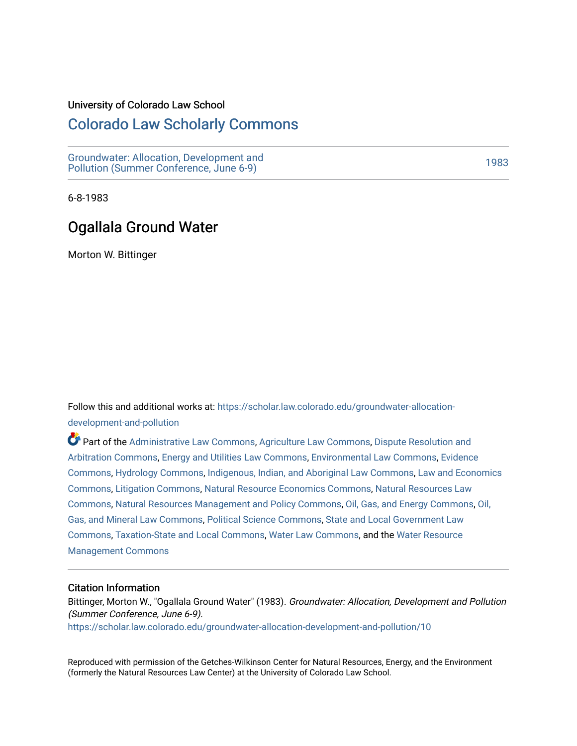University of Colorado Law School

# Colorado Law Scholarly Commons

Groundwater: Allocation, Development and Pollution (Summer Conference, June 6-9)

1983

6-8-1983

## Ogallala Ground Water

Morton W. Bittinger

Follow this and additional works at: https://scholar.law.colorado.edu/groundwater-allocation-development-and-pollution

Part of the Administrative Law Commons, Agriculture Law Commons, Dispute Resolution and Arbitration Commons, Energy and Utilities Law Commons, Environmental Law Commons, Evidence Commons, Hydrology Commons, Indigenous, Indian, and Aboriginal Law Commons, Law and Economics Commons, Litigation Commons, Natural Resource Economics Commons, Natural Resources Law Commons, Natural Resources Management and Policy Commons, Oil, Gas, and Energy Commons, Oil, Gas, and Mineral Law Commons, Political Science Commons, State and Local Government Law Commons, Taxation-State and Local Commons, Water Law Commons, and the Water Resource Management Commons

### Citation Information

Bittinger, Morton W., "Ogallala Ground Water" (1983). *Groundwater: Allocation, Development and Pollution (Summer Conference, June 6-9).*
https://scholar.law.colorado.edu/groundwater-allocation-development-and-pollution/10

Reproduced with permission of the Getches-Wilkinson Center for Natural Resources, Energy, and the Environment (formerly the Natural Resources Law Center) at the University of Colorado Law School.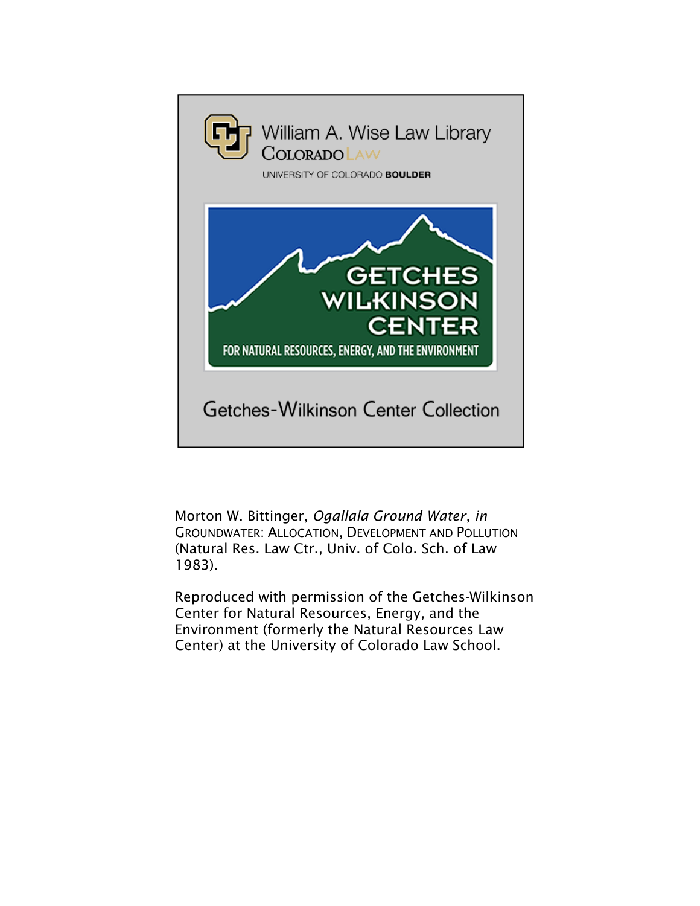William A. Wise Law Library
COLORADO LAW
UNIVERSITY OF COLORADO **BOULDER**

GETCHES WILKINSON CENTER
FOR NATURAL RESOURCES, ENERGY, AND THE ENVIRONMENT

Getches-Wilkinson Center Collection

Morton W. Bittinger, *Ogallala Ground Water*, *in* GROUNDWATER: ALLOCATION, DEVELOPMENT AND POLLUTION (Natural Res. Law Ctr., Univ. of Colo. Sch. of Law 1983).

Reproduced with permission of the Getches-Wilkinson Center for Natural Resources, Energy, and the Environment (formerly the Natural Resources Law Center) at the University of Colorado Law School.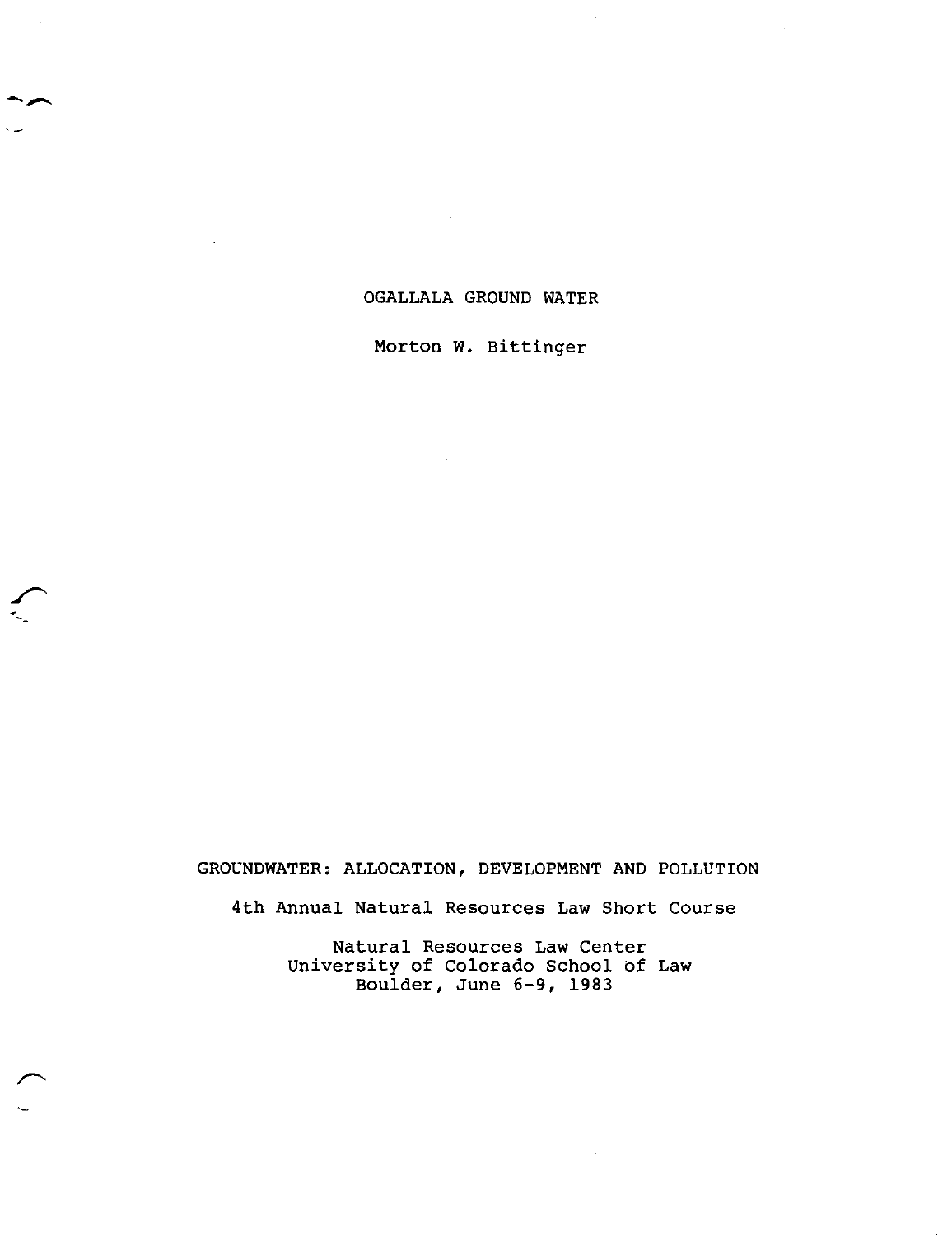# OGALLALA GROUND WATER

Morton W. Bittinger

GROUNDWATER: ALLOCATION, DEVELOPMENT AND POLLUTION

4th Annual Natural Resources Law Short Course

Natural Resources Law Center
University of Colorado School of Law
Boulder, June 6-9, 1983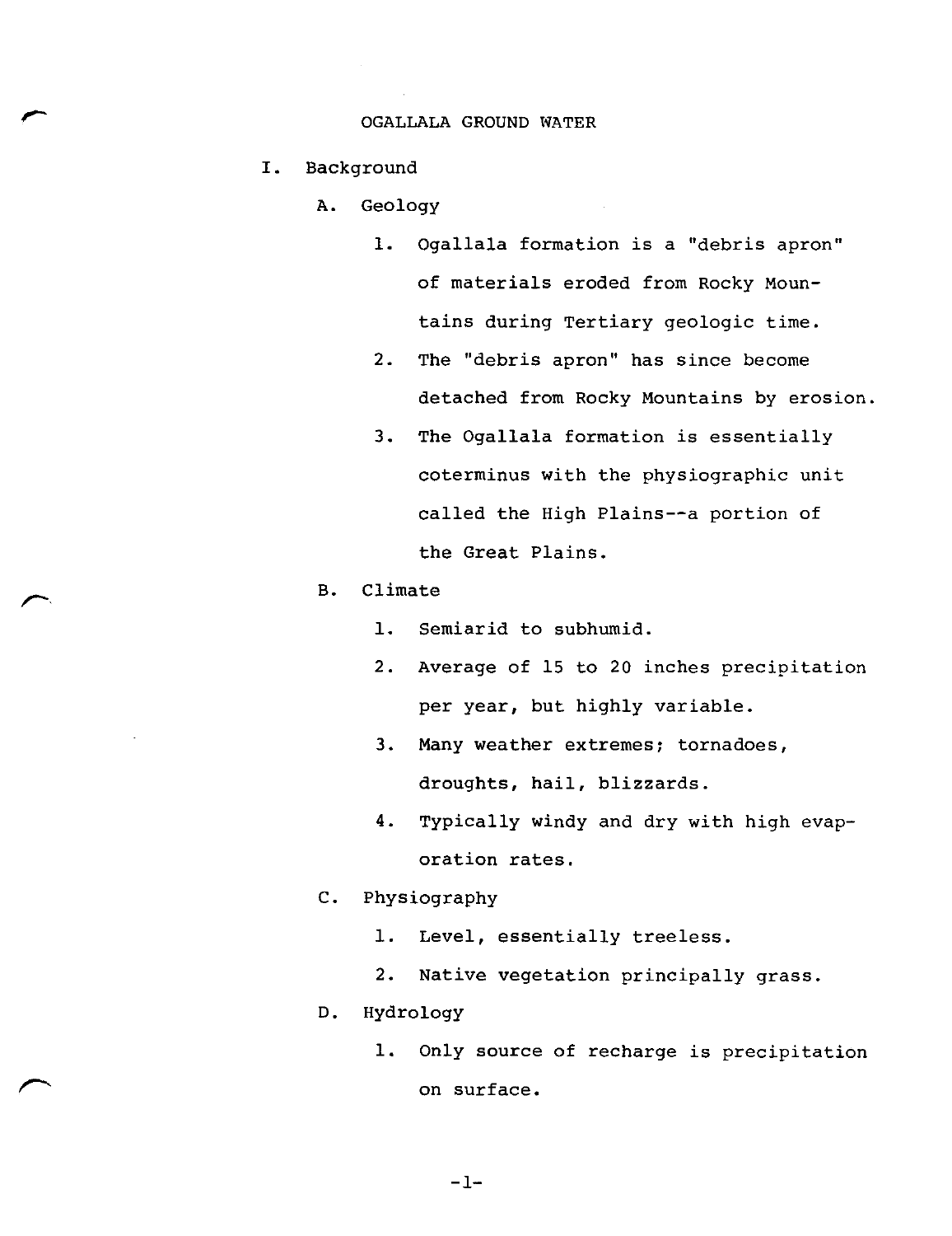# OGALLALA GROUND WATER

## I. Background

### A. Geology

1. Ogallala formation is a "debris apron" of materials eroded from Rocky Mountains during Tertiary geologic time.
2. The "debris apron" has since become detached from Rocky Mountains by erosion.
3. The Ogallala formation is essentially coterminus with the physiographic unit called the High Plains--a portion of the Great Plains.

### B. Climate

1. Semiarid to subhumid.
2. Average of 15 to 20 inches precipitation per year, but highly variable.
3. Many weather extremes; tornadoes, droughts, hail, blizzards.
4. Typically windy and dry with high evaporation rates.

### C. Physiography

1. Level, essentially treeless.
2. Native vegetation principally grass.

### D. Hydrology

1. Only source of recharge is precipitation on surface.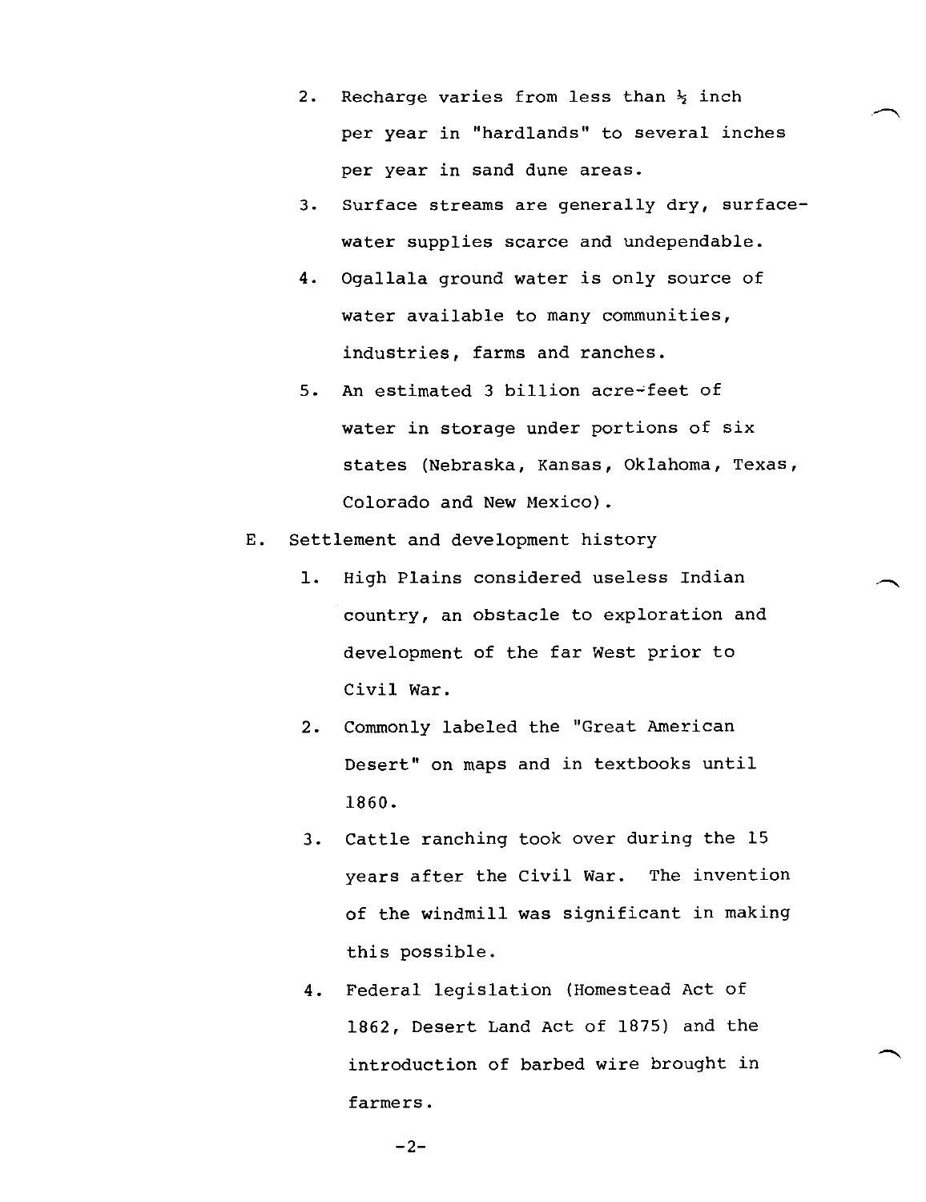2. Recharge varies from less than ½ inch per year in "hardlands" to several inches per year in sand dune areas.
3. Surface streams are generally dry, surface-water supplies scarce and undependable.
4. Ogallala ground water is only source of water available to many communities, industries, farms and ranches.
5. An estimated 3 billion acre-feet of water in storage under portions of six states (Nebraska, Kansas, Oklahoma, Texas, Colorado and New Mexico).

E. Settlement and development history

1. High Plains considered useless Indian country, an obstacle to exploration and development of the far West prior to Civil War.
2. Commonly labeled the "Great American Desert" on maps and in textbooks until 1860.
3. Cattle ranching took over during the 15 years after the Civil War. The invention of the windmill was significant in making this possible.
4. Federal legislation (Homestead Act of 1862, Desert Land Act of 1875) and the introduction of barbed wire brought in farmers.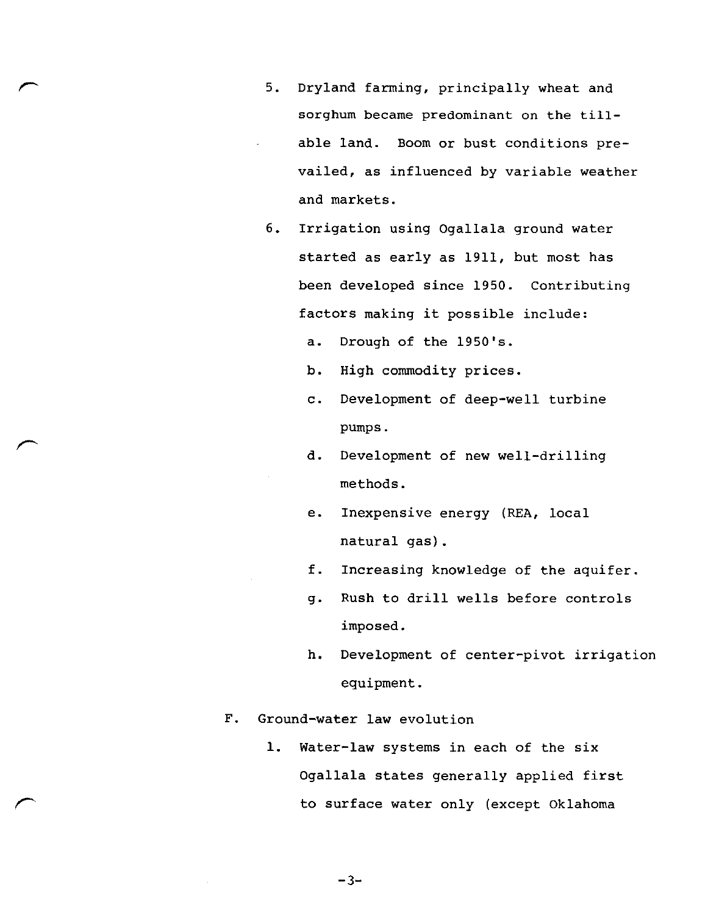5. Dryland farming, principally wheat and sorghum became predominant on the tillable land. Boom or bust conditions prevailed, as influenced by variable weather and markets.

6. Irrigation using Ogallala ground water started as early as 1911, but most has been developed since 1950. Contributing factors making it possible include:

   a. Drough of the 1950's.

   b. High commodity prices.

   c. Development of deep-well turbine pumps.

   d. Development of new well-drilling methods.

   e. Inexpensive energy (REA, local natural gas).

   f. Increasing knowledge of the aquifer.

   g. Rush to drill wells before controls imposed.

   h. Development of center-pivot irrigation equipment.

F. Ground-water law evolution

   1. Water-law systems in each of the six Ogallala states generally applied first to surface water only (except Oklahoma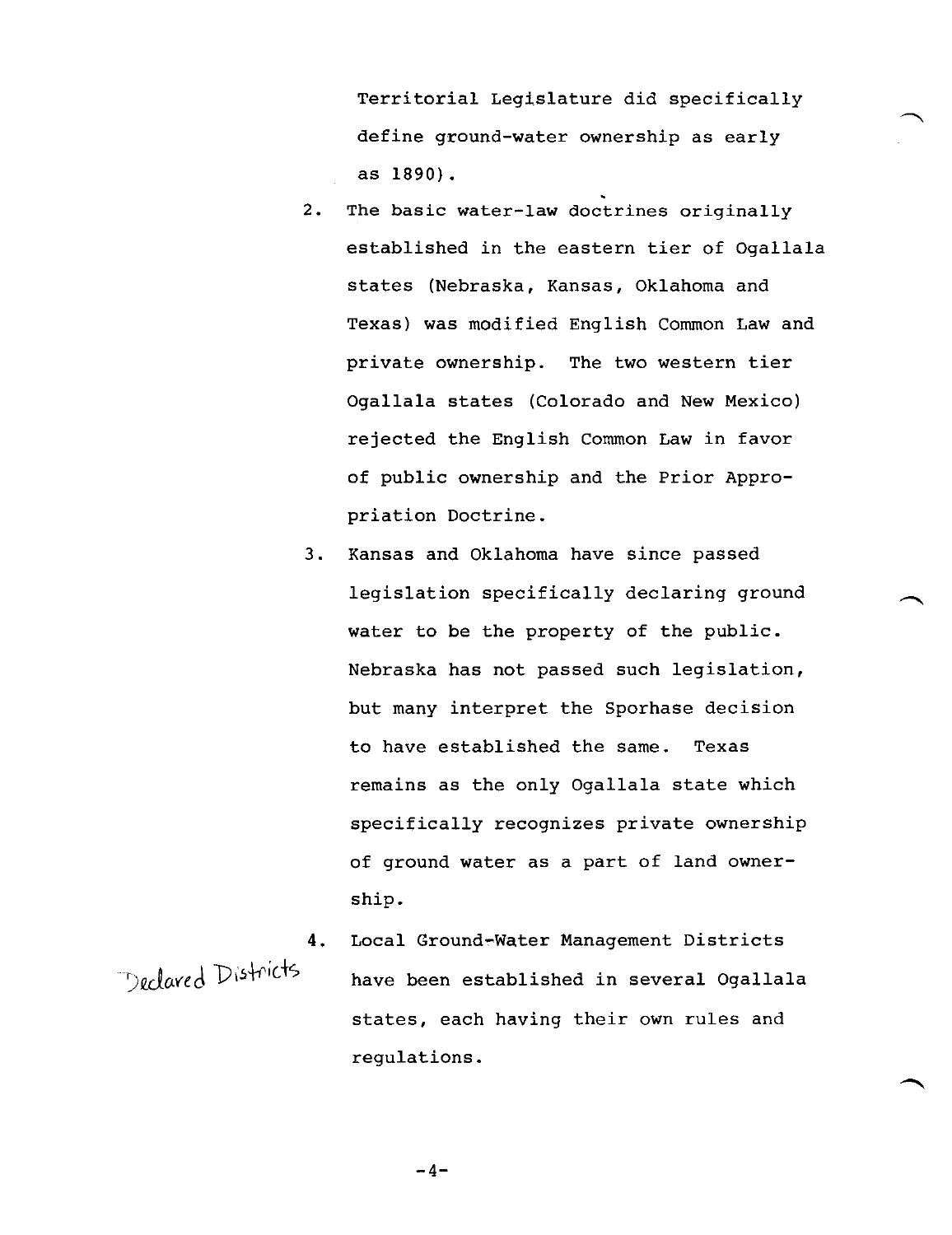Territorial Legislature did specifically define ground-water ownership as early as 1890).

2. The basic water-law doctrines originally established in the eastern tier of Ogallala states (Nebraska, Kansas, Oklahoma and Texas) was modified English Common Law and private ownership. The two western tier Ogallala states (Colorado and New Mexico) rejected the English Common Law in favor of public ownership and the Prior Appropriation Doctrine.

3. Kansas and Oklahoma have since passed legislation specifically declaring ground water to be the property of the public. Nebraska has not passed such legislation, but many interpret the Sporhase decision to have established the same. Texas remains as the only Ogallala state which specifically recognizes private ownership of ground water as a part of land ownership.

4. Local Ground-Water Management Districts have been established in several Ogallala states, each having their own rules and regulations.

Declared Districts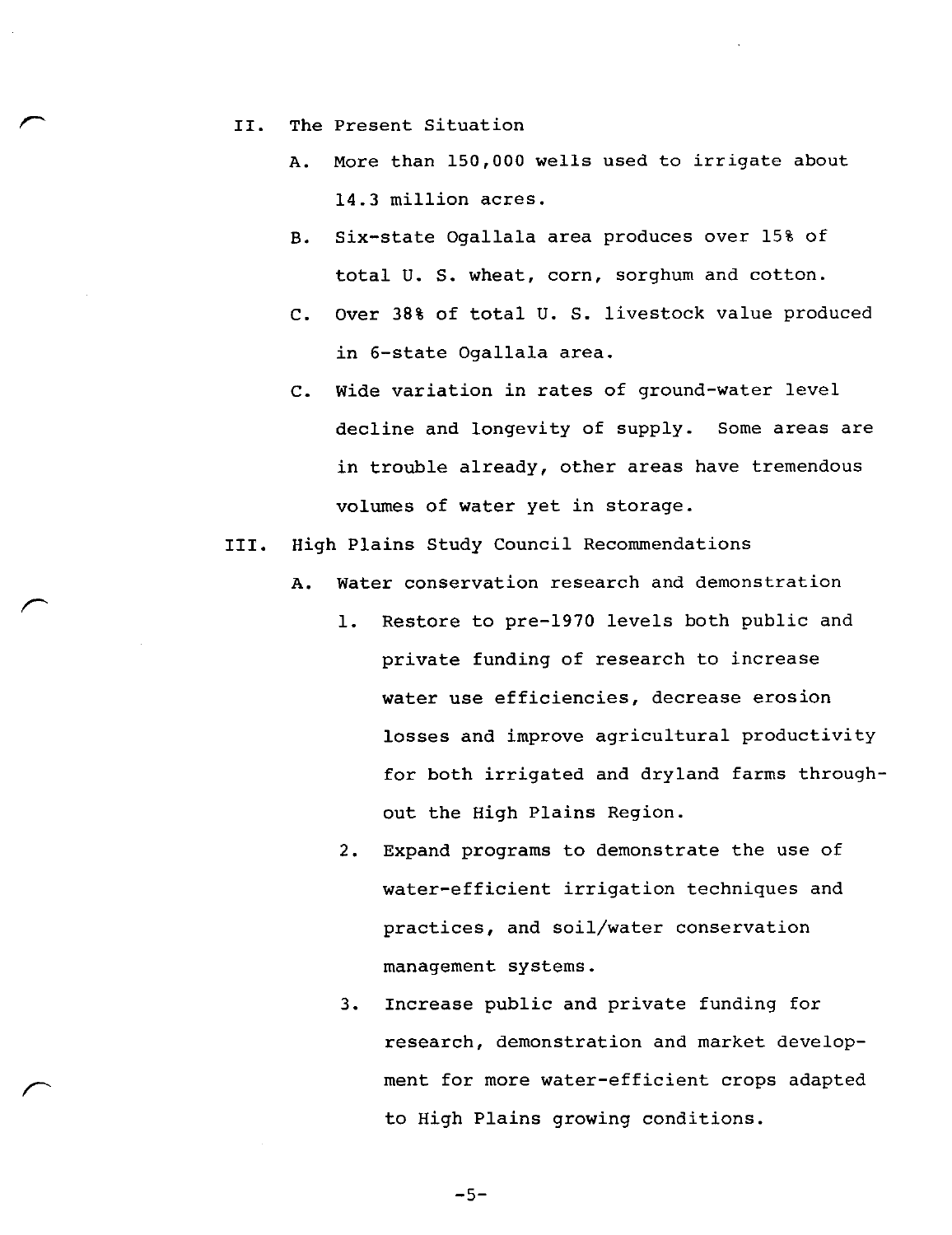II. The Present Situation

   A. More than 150,000 wells used to irrigate about 14.3 million acres.

   B. Six-state Ogallala area produces over 15% of total U. S. wheat, corn, sorghum and cotton.

   C. Over 38% of total U. S. livestock value produced in 6-state Ogallala area.

   C. Wide variation in rates of ground-water level decline and longevity of supply. Some areas are in trouble already, other areas have tremendous volumes of water yet in storage.

III. High Plains Study Council Recommendations

   A. Water conservation research and demonstration

      1. Restore to pre-1970 levels both public and private funding of research to increase water use efficiencies, decrease erosion losses and improve agricultural productivity for both irrigated and dryland farms throughout the High Plains Region.

      2. Expand programs to demonstrate the use of water-efficient irrigation techniques and practices, and soil/water conservation management systems.

      3. Increase public and private funding for research, demonstration and market development for more water-efficient crops adapted to High Plains growing conditions.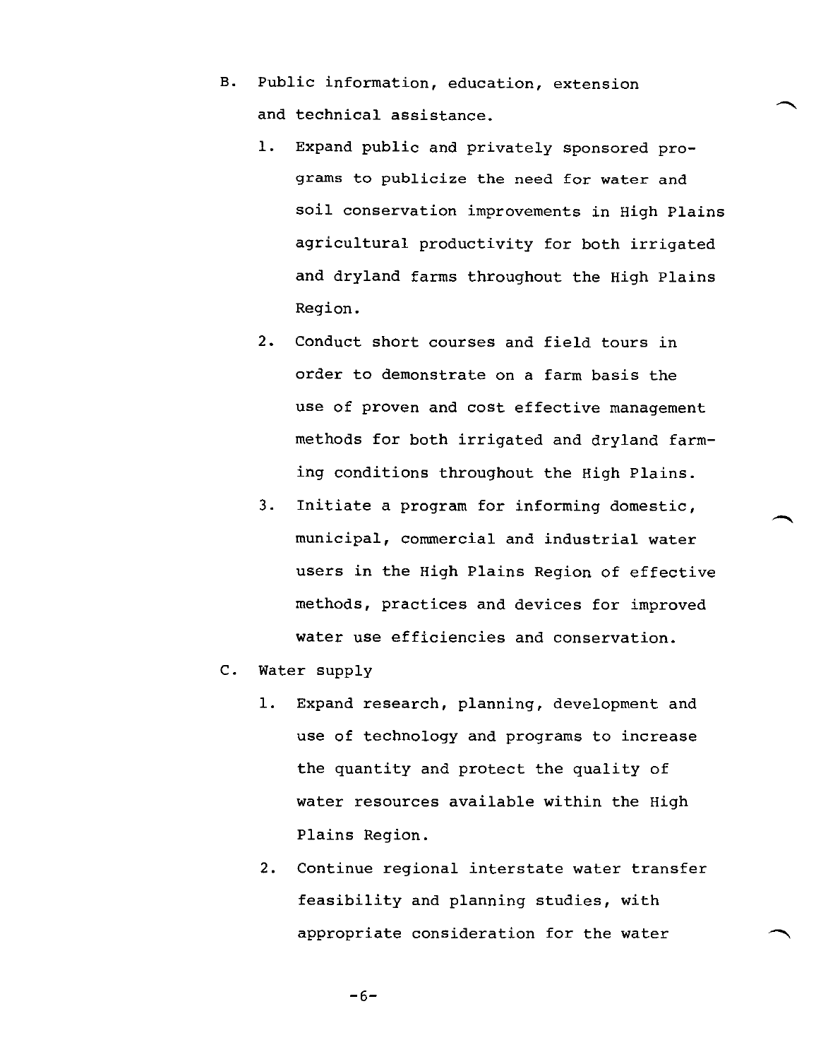B. Public information, education, extension and technical assistance.

   1. Expand public and privately sponsored programs to publicize the need for water and soil conservation improvements in High Plains agricultural productivity for both irrigated and dryland farms throughout the High Plains Region.

   2. Conduct short courses and field tours in order to demonstrate on a farm basis the use of proven and cost effective management methods for both irrigated and dryland farming conditions throughout the High Plains.

   3. Initiate a program for informing domestic, municipal, commercial and industrial water users in the High Plains Region of effective methods, practices and devices for improved water use efficiencies and conservation.

C. Water supply

   1. Expand research, planning, development and use of technology and programs to increase the quantity and protect the quality of water resources available within the High Plains Region.

   2. Continue regional interstate water transfer feasibility and planning studies, with appropriate consideration for the water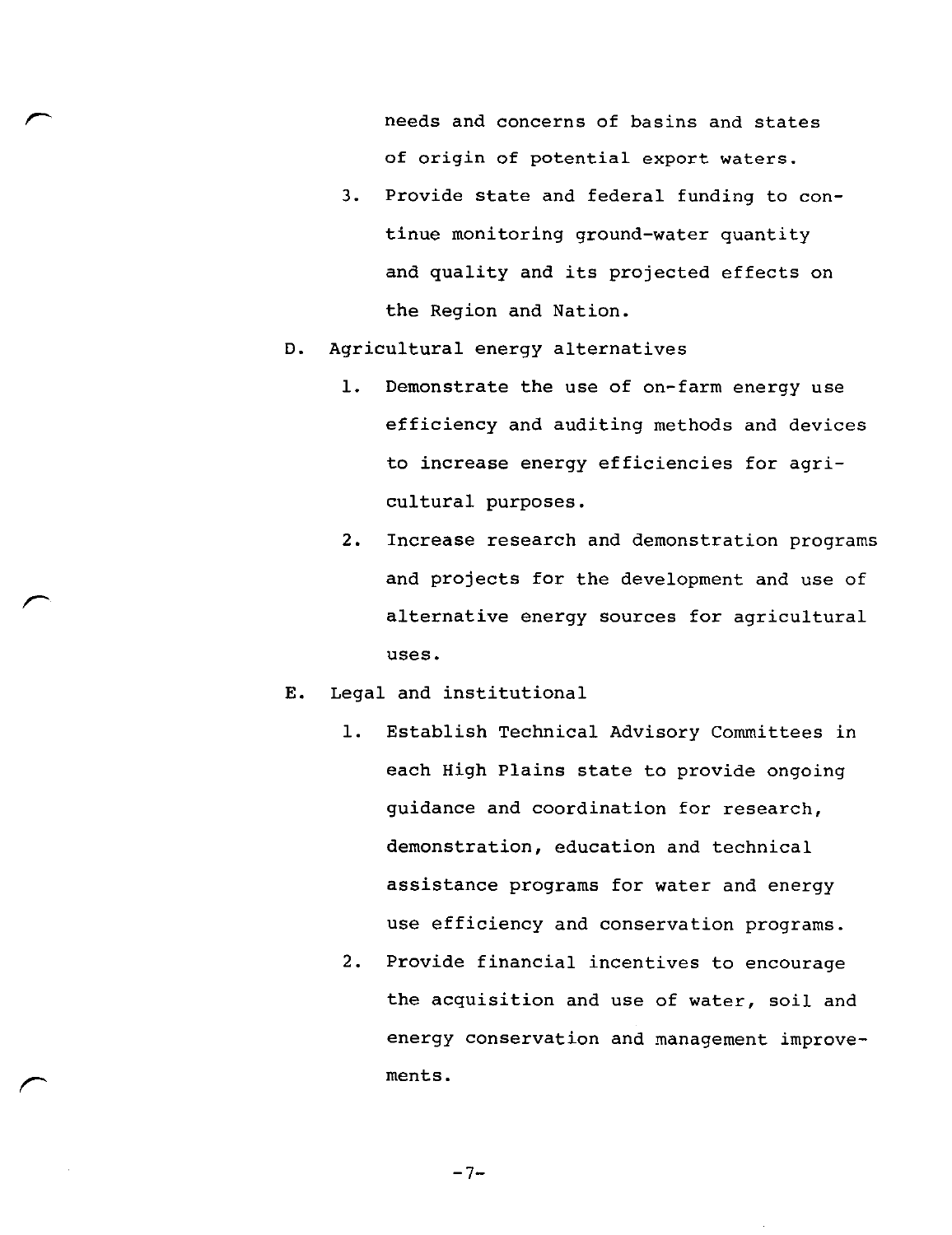needs and concerns of basins and states of origin of potential export waters.

3. Provide state and federal funding to continue monitoring ground-water quantity and quality and its projected effects on the Region and Nation.

D. Agricultural energy alternatives

   1. Demonstrate the use of on-farm energy use efficiency and auditing methods and devices to increase energy efficiencies for agricultural purposes.

   2. Increase research and demonstration programs and projects for the development and use of alternative energy sources for agricultural uses.

E. Legal and institutional

   1. Establish Technical Advisory Committees in each High Plains state to provide ongoing guidance and coordination for research, demonstration, education and technical assistance programs for water and energy use efficiency and conservation programs.

   2. Provide financial incentives to encourage the acquisition and use of water, soil and energy conservation and management improvements.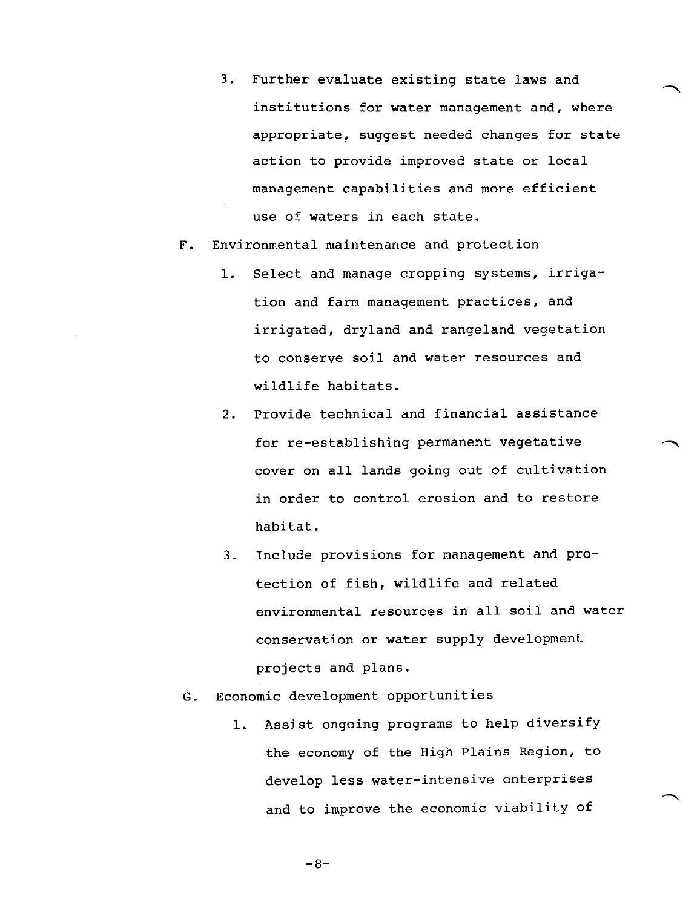3. Further evaluate existing state laws and institutions for water management and, where appropriate, suggest needed changes for state action to provide improved state or local management capabilities and more efficient use of waters in each state.

F. Environmental maintenance and protection

1. Select and manage cropping systems, irrigation and farm management practices, and irrigated, dryland and rangeland vegetation to conserve soil and water resources and wildlife habitats.

2. Provide technical and financial assistance for re-establishing permanent vegetative cover on all lands going out of cultivation in order to control erosion and to restore habitat.

3. Include provisions for management and protection of fish, wildlife and related environmental resources in all soil and water conservation or water supply development projects and plans.

G. Economic development opportunities

1. Assist ongoing programs to help diversify the economy of the High Plains Region, to develop less water-intensive enterprises and to improve the economic viability of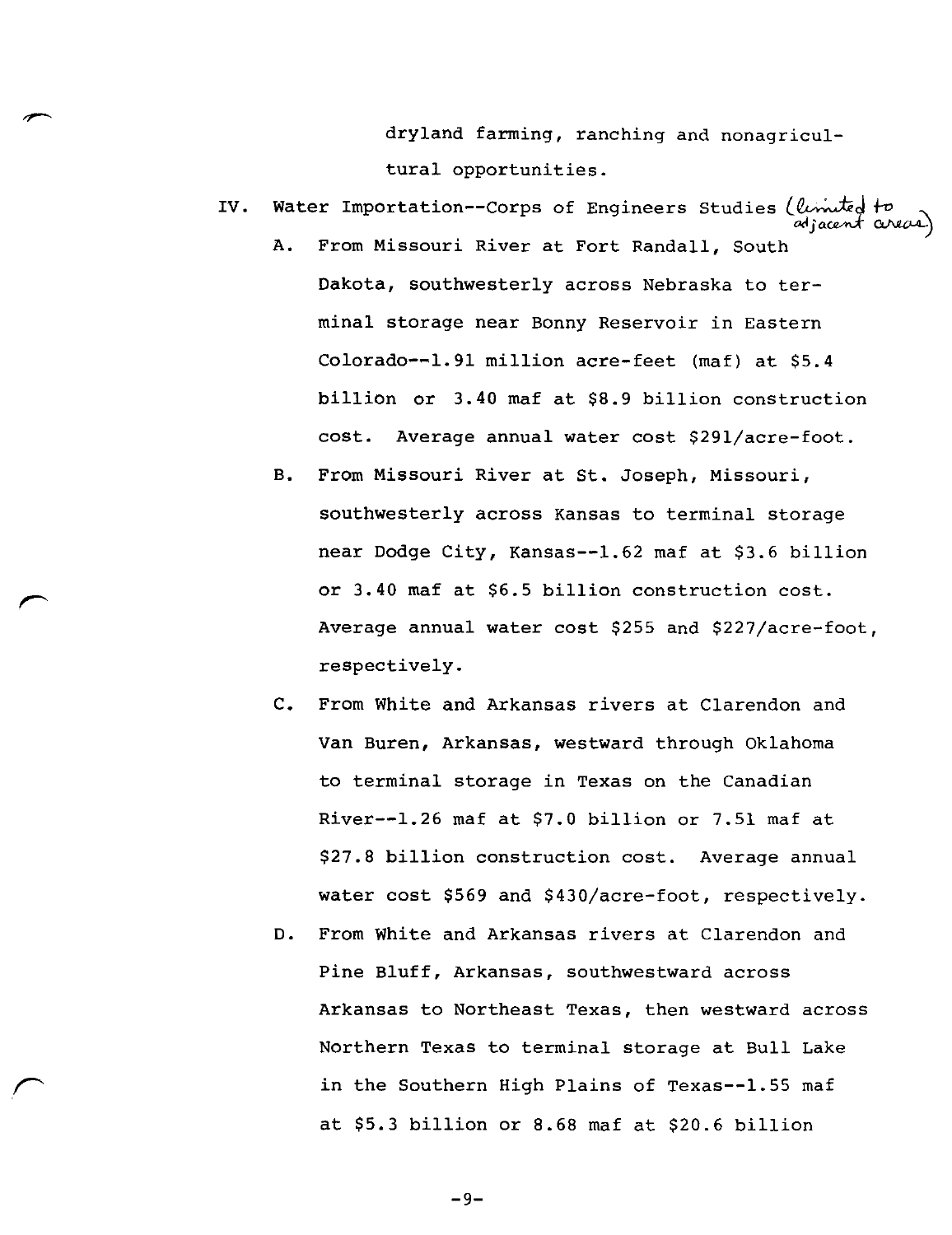dryland farming, ranching and nonagricultural opportunities.

IV. Water Importation--Corps of Engineers Studies (limited to adjacent areas)

   A. From Missouri River at Fort Randall, South Dakota, southwesterly across Nebraska to terminal storage near Bonny Reservoir in Eastern Colorado--1.91 million acre-feet (maf) at $5.4 billion or 3.40 maf at $8.9 billion construction cost. Average annual water cost $291/acre-foot.

   B. From Missouri River at St. Joseph, Missouri, southwesterly across Kansas to terminal storage near Dodge City, Kansas--1.62 maf at $3.6 billion or 3.40 maf at $6.5 billion construction cost. Average annual water cost $255 and $227/acre-foot, respectively.

   C. From White and Arkansas rivers at Clarendon and Van Buren, Arkansas, westward through Oklahoma to terminal storage in Texas on the Canadian River--1.26 maf at $7.0 billion or 7.51 maf at $27.8 billion construction cost. Average annual water cost $569 and $430/acre-foot, respectively.

   D. From White and Arkansas rivers at Clarendon and Pine Bluff, Arkansas, southwestward across Arkansas to Northeast Texas, then westward across Northern Texas to terminal storage at Bull Lake in the Southern High Plains of Texas--1.55 maf at $5.3 billion or 8.68 maf at $20.6 billion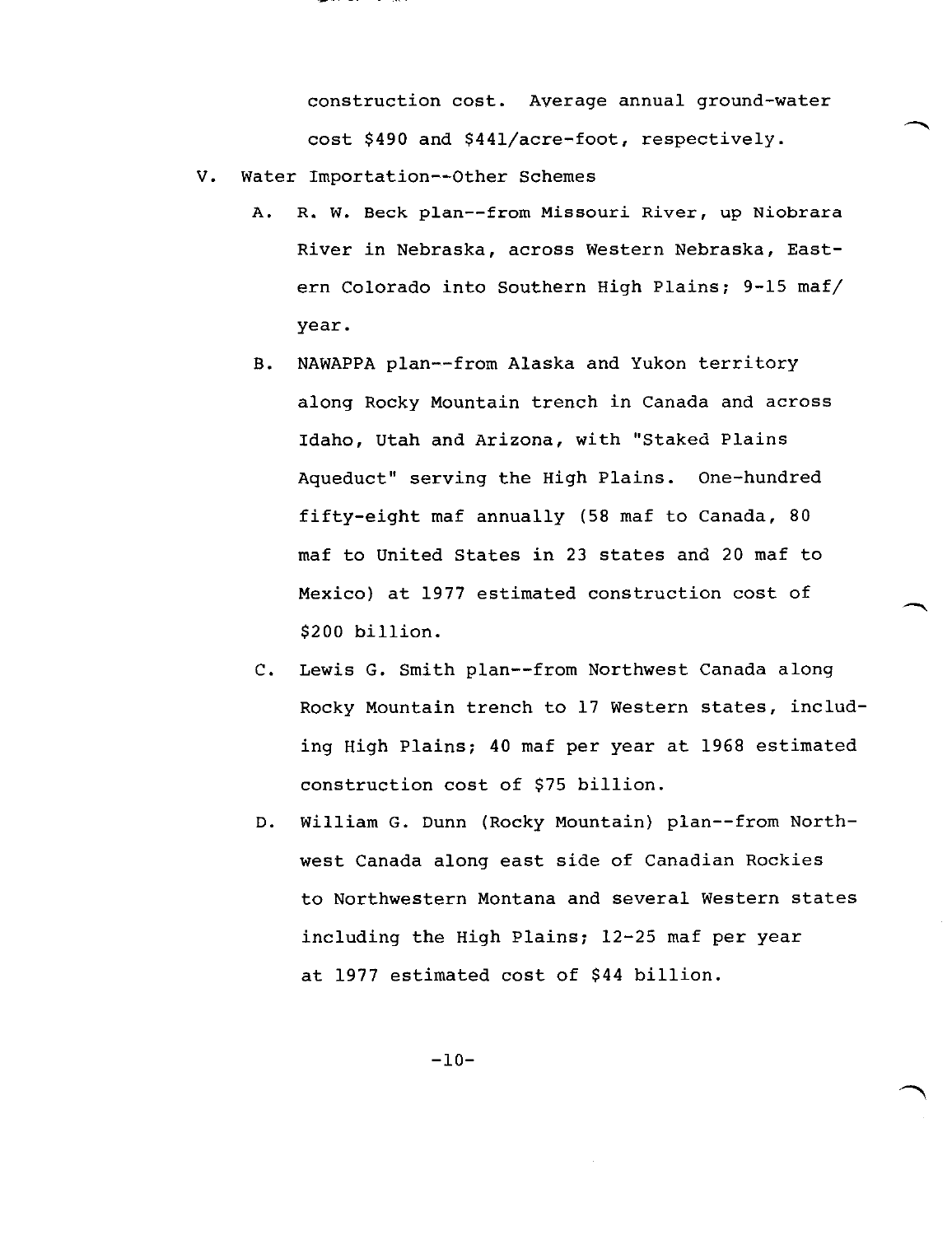construction cost. Average annual ground-water cost $490 and $441/acre-foot, respectively.

V. Water Importation--Other Schemes

   A. R. W. Beck plan--from Missouri River, up Niobrara River in Nebraska, across Western Nebraska, Eastern Colorado into Southern High Plains; 9-15 maf/year.

   B. NAWAPPA plan--from Alaska and Yukon territory along Rocky Mountain trench in Canada and across Idaho, Utah and Arizona, with "Staked Plains Aqueduct" serving the High Plains. One-hundred fifty-eight maf annually (58 maf to Canada, 80 maf to United States in 23 states and 20 maf to Mexico) at 1977 estimated construction cost of $200 billion.

   C. Lewis G. Smith plan--from Northwest Canada along Rocky Mountain trench to 17 Western states, including High Plains; 40 maf per year at 1968 estimated construction cost of $75 billion.

   D. William G. Dunn (Rocky Mountain) plan--from Northwest Canada along east side of Canadian Rockies to Northwestern Montana and several Western states including the High Plains; 12-25 maf per year at 1977 estimated cost of $44 billion.